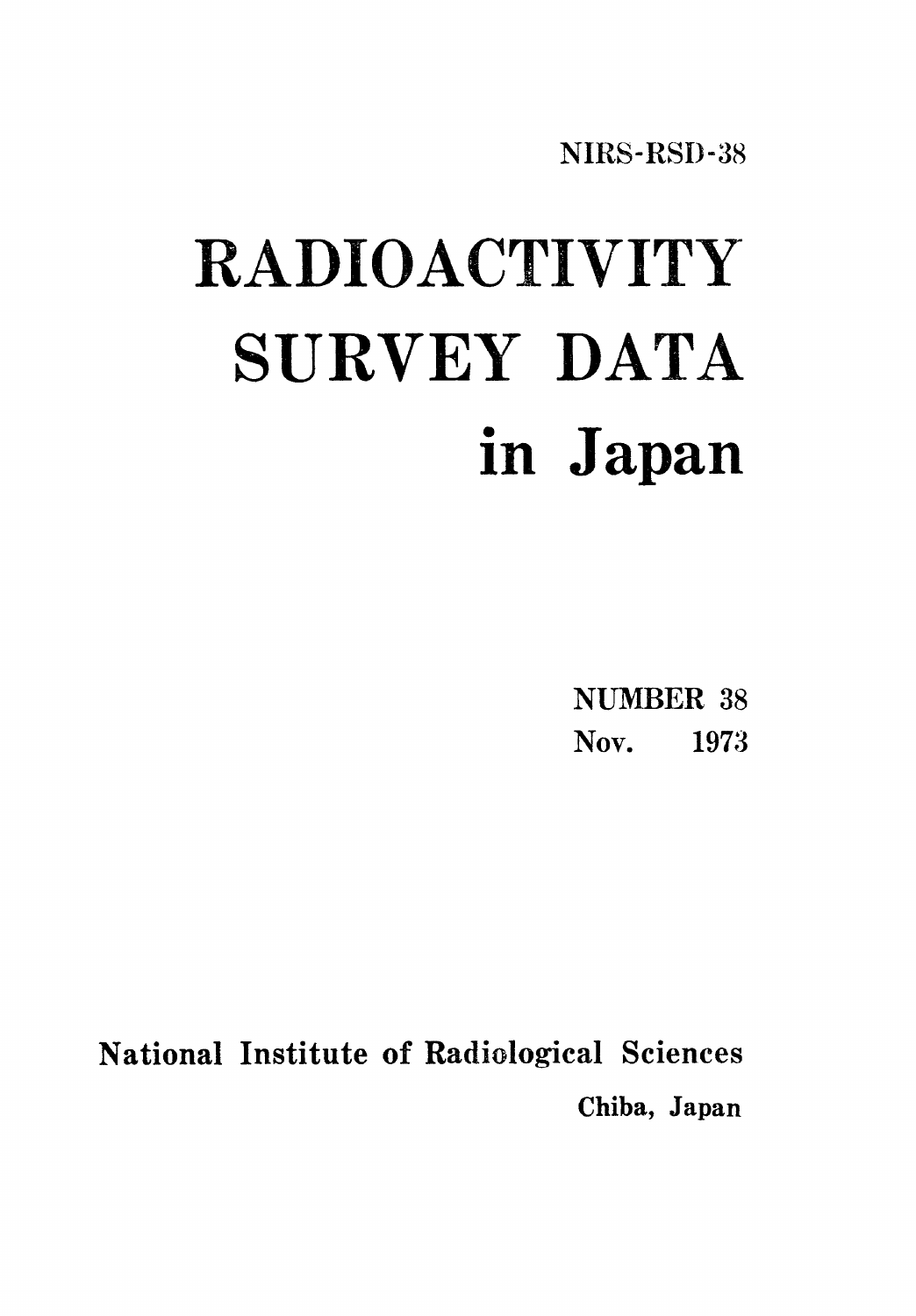NIRS-RSD-38

# RADIOACTIVITY SURVEY DATA in Japan

NUMBER 38

Nov. 1973

National Institute of Radiological Sciences

Chiba, Japan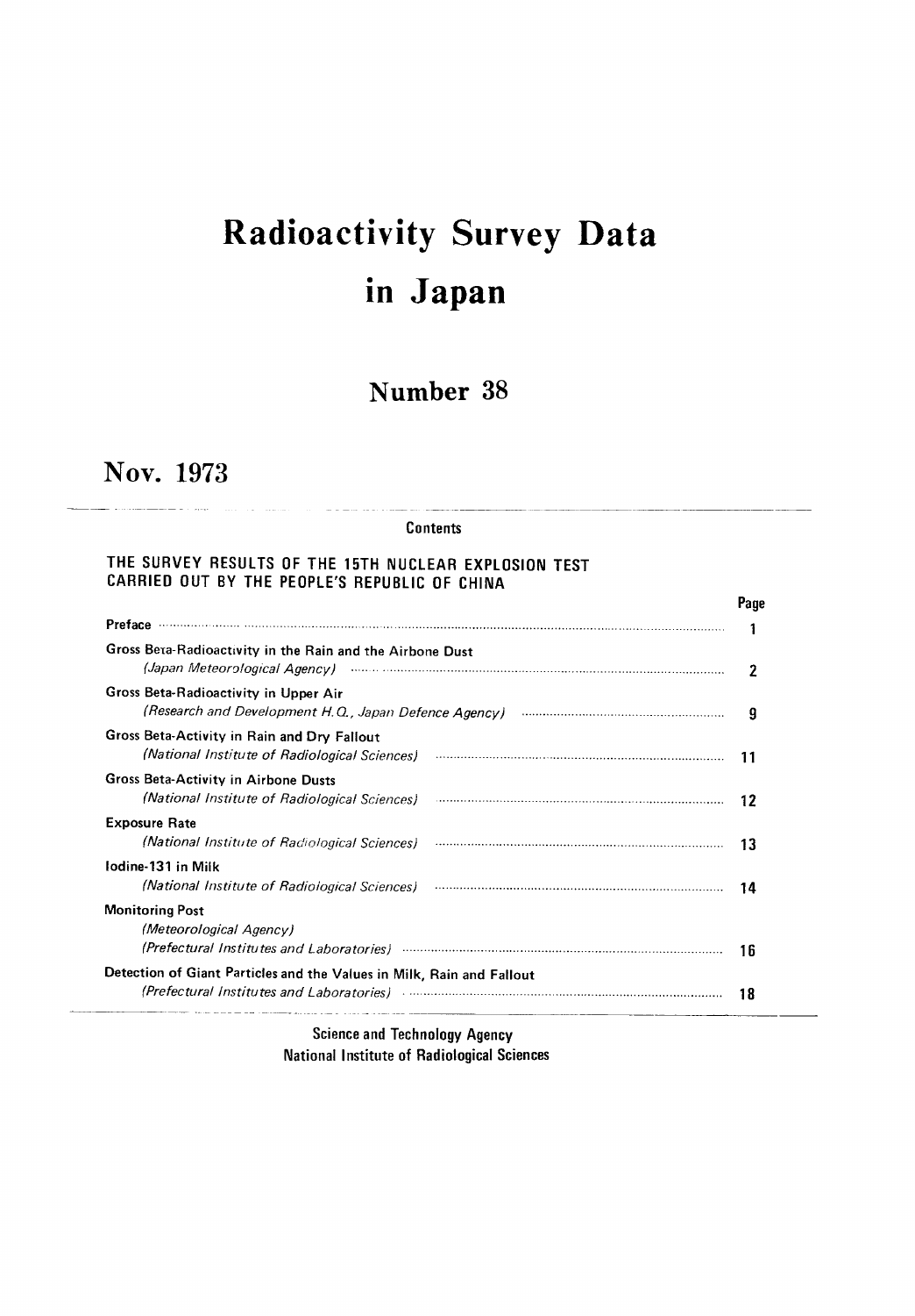# Radioactivity Survey Data in Japan

## Number 38

## Nov. 1973

**Contents**

**THE SURVEY RESULTS OF THE 15TH NUCLEAR EXPLOSION TEST CARRIED OUT BY THE PEOPLE'S REPUBLIC OF CHINA**

| | Page |
|---|---|
| Preface | 1 |
| Gross Beta-Radioactivity in the Rain and the Airbone Dust *(Japan Meteorological Agency)* | 2 |
| Gross Beta-Radioactivity in Upper Air *(Research and Development H.Q., Japan Defence Agency)* | 9 |
| Gross Beta-Activity in Rain and Dry Fallout *(National Institute of Radiological Sciences)* | 11 |
| Gross Beta-Activity in Airbone Dusts *(National Institute of Radiological Sciences)* | 12 |
| Exposure Rate *(National Institute of Radiological Sciences)* | 13 |
| Iodine-131 in Milk *(National Institute of Radiological Sciences)* | 14 |
| Monitoring Post *(Meteorological Agency)* *(Prefectural Institutes and Laboratories)* | 16 |
| Detection of Giant Particles and the Values in Milk, Rain and Fallout *(Prefectural Institutes and Laboratories)* | 18 |

Science and Technology Agency
National Institute of Radiological Sciences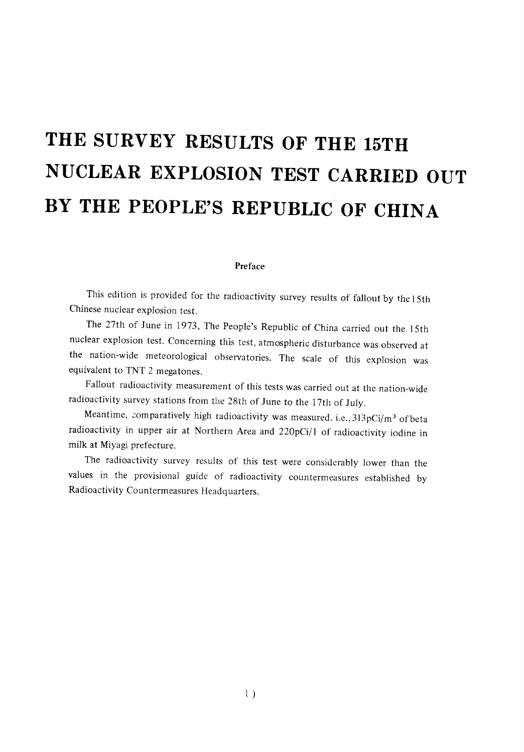# THE SURVEY RESULTS OF THE 15TH NUCLEAR EXPLOSION TEST CARRIED OUT BY THE PEOPLE'S REPUBLIC OF CHINA

## Preface

This edition is provided for the radioactivity survey results of fallout by the 15th Chinese nuclear explosion test.

The 27th of June in 1973, The People's Republic of China carried out the 15th nuclear explosion test. Concerning this test, atmospheric disturbance was observed at the nation-wide meteorological observatories. The scale of this explosion was equivalent to TNT 2 megatones.

Fallout radioactivity measurement of this tests was carried out at the nation-wide radioactivity survey stations from the 28th of June to the 17th of July.

Meantime, comparatively high radioactivity was measured, i.e., 313pCi/$m^3$ of beta radioactivity in upper air at Northern Area and 220pCi/l of radioactivity iodine in milk at Miyagi prefecture.

The radioactivity survey results of this test were considerably lower than the values in the provisional guide of radioactivity countermeasures established by Radioactivity Countermeasures Headquarters.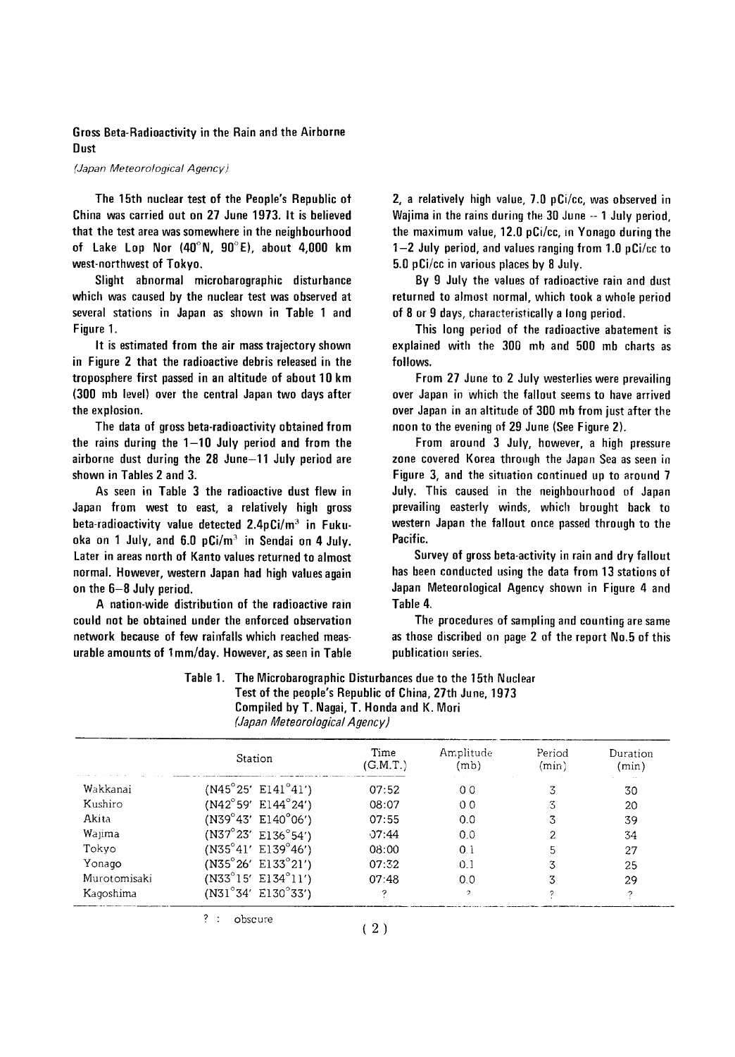## Gross Beta-Radioactivity in the Rain and the Airborne Dust

*(Japan Meteorological Agency)*

The 15th nuclear test of the People's Republic of China was carried out on 27 June 1973. It is believed that the test area was somewhere in the neighbourhood of Lake Lop Nor (40°N, 90°E), about 4,000 km west-northwest of Tokyo.

Slight abnormal microbarographic disturbance which was caused by the nuclear test was observed at several stations in Japan as shown in Table 1 and Figure 1.

It is estimated from the air mass trajectory shown in Figure 2 that the radioactive debris released in the troposphere first passed in an altitude of about 10 km (300 mb level) over the central Japan two days after the explosion.

The data of gross beta-radioactivity obtained from the rains during the 1–10 July period and from the airborne dust during the 28 June–11 July period are shown in Tables 2 and 3.

As seen in Table 3 the radioactive dust flew in Japan from west to east, a relatively high gross beta-radioactivity value detected 2.4pCi/m$^3$ in Fukuoka on 1 July, and 6.0 pCi/m$^3$ in Sendai on 4 July. Later in areas north of Kanto values returned to almost normal. However, western Japan had high values again on the 6–8 July period.

A nation-wide distribution of the radioactive rain could not be obtained under the enforced observation network because of few rainfalls which reached measurable amounts of 1mm/day. However, as seen in Table 2, a relatively high value, 7.0 pCi/cc, was observed in Wajima in the rains during the 30 June -- 1 July period, the maximum value, 12.0 pCi/cc, in Yonago during the 1–2 July period, and values ranging from 1.0 pCi/cc to 5.0 pCi/cc in various places by 8 July.

By 9 July the values of radioactive rain and dust returned to almost normal, which took a whole period of 8 or 9 days, characteristically a long period.

This long period of the radioactive abatement is explained with the 300 mb and 500 mb charts as follows.

From 27 June to 2 July westerlies were prevailing over Japan in which the fallout seems to have arrived over Japan in an altitude of 300 mb from just after the noon to the evening of 29 June (See Figure 2).

From around 3 July, however, a high pressure zone covered Korea through the Japan Sea as seen in Figure 3, and the situation continued up to around 7 July. This caused in the neighbourhood of Japan prevailing easterly winds, which brought back to western Japan the fallout once passed through to the Pacific.

Survey of gross beta-activity in rain and dry fallout has been conducted using the data from 13 stations of Japan Meteorological Agency shown in Figure 4 and Table 4.

The procedures of sampling and counting are same as those discribed on page 2 of the report No.5 of this publication series.

**Table 1. The Microbarographic Disturbances due to the 15th Nuclear Test of the people's Republic of China, 27th June, 1973**
**Compiled by T. Nagai, T. Honda and K. Mori**
*(Japan Meteorological Agency)*

| Station | | Time (G.M.T.) | Amplitude (mb) | Period (min) | Duration (min) |
|---|---|---|---|---|---|
| Wakkanai | (N45°25' E141°41') | 07:52 | 0.0 | 3 | 30 |
| Kushiro | (N42°59' E144°24') | 08:07 | 0.0 | 3 | 20 |
| Akita | (N39°43' E140°06') | 07:55 | 0.0 | 3 | 39 |
| Wajima | (N37°23' E136°54') | 07:44 | 0.0 | 2 | 34 |
| Tokyo | (N35°41' E139°46') | 08:00 | 0.1 | 5 | 27 |
| Yonago | (N35°26' E133°21') | 07:32 | 0.1 | 3 | 25 |
| Murotomisaki | (N33°15' E134°11') | 07:48 | 0.0 | 3 | 29 |
| Kagoshima | (N31°34' E130°33') | ? | ? | ? | ? |

? : obscure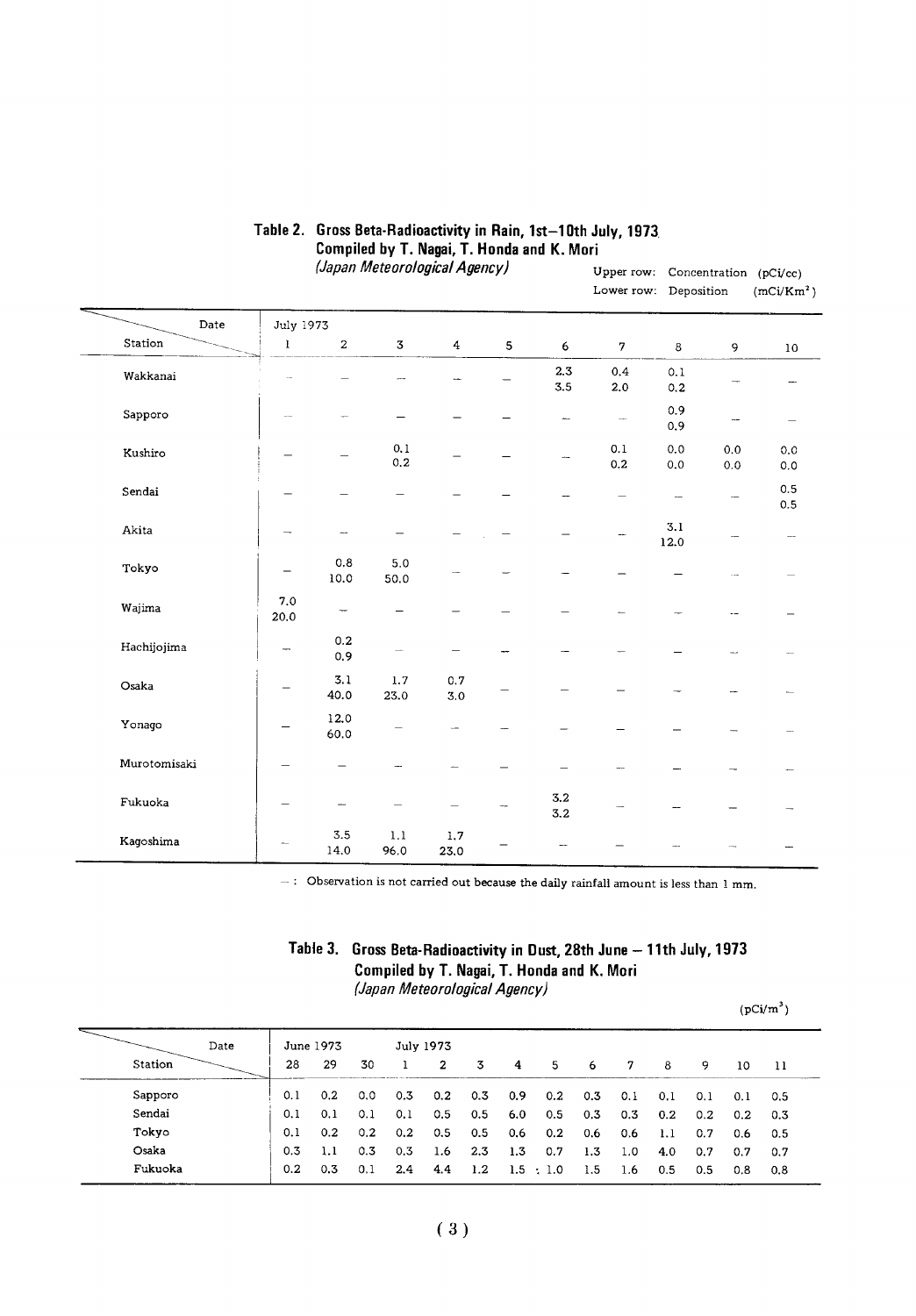## Table 2. Gross Beta-Radioactivity in Rain, 1st–10th July, 1973
**Compiled by T. Nagai, T. Honda and K. Mori**
*(Japan Meteorological Agency)*

Upper row: Concentration (pCi/cc)
Lower row: Deposition (mCi/Km$^2$)

| Station \ Date | July 1973 1 | 2 | 3 | 4 | 5 | 6 | 7 | 8 | 9 | 10 |
|---|---|---|---|---|---|---|---|---|---|---|
| Wakkanai | – | – | – | – | – | 2.3<br>3.5 | 0.4<br>2.0 | 0.1<br>0.2 | – | – |
| Sapporo | – | – | – | – | – | – | – | 0.9<br>0.9 | – | – |
| Kushiro | – | – | 0.1<br>0.2 | – | – | – | 0.1<br>0.2 | 0.0<br>0.0 | 0.0<br>0.0 | 0.0<br>0.0 |
| Sendai | – | – | – | – | – | – | – | – | – | 0.5<br>0.5 |
| Akita | – | – | – | – | – | – | – | 3.1<br>12.0 | – | – |
| Tokyo | – | 0.8<br>10.0 | 5.0<br>50.0 | – | – | – | – | – | – | – |
| Wajima | 7.0<br>20.0 | – | – | – | – | – | – | – | – | – |
| Hachijojima | – | 0.2<br>0.9 | – | – | – | – | – | – | – | – |
| Osaka | – | 3.1<br>40.0 | 1.7<br>23.0 | 0.7<br>3.0 | – | – | – | – | – | – |
| Yonago | – | 12.0<br>60.0 | – | – | – | – | – | – | – | – |
| Murotomisaki | – | – | – | – | – | – | – | – | – | – |
| Fukuoka | – | – | – | – | – | 3.2<br>3.2 | – | – | – | – |
| Kagoshima | – | 3.5<br>14.0 | 1.1<br>96.0 | 1.7<br>23.0 | – | – | – | – | – | – |

– : Observation is not carried out because the daily rainfall amount is less than 1 mm.

## Table 3. Gross Beta-Radioactivity in Dust, 28th June – 11th July, 1973
**Compiled by T. Nagai, T. Honda and K. Mori**
*(Japan Meteorological Agency)*

(pCi/m$^3$)

| Station \ Date | June 1973 28 | 29 | 30 | July 1973 1 | 2 | 3 | 4 | 5 | 6 | 7 | 8 | 9 | 10 | 11 |
|---|---|---|---|---|---|---|---|---|---|---|---|---|---|---|
| Sapporo | 0.1 | 0.2 | 0.0 | 0.3 | 0.2 | 0.3 | 0.9 | 0.2 | 0.3 | 0.1 | 0.1 | 0.1 | 0.1 | 0.5 |
| Sendai | 0.1 | 0.1 | 0.1 | 0.1 | 0.5 | 0.5 | 6.0 | 0.5 | 0.3 | 0.3 | 0.2 | 0.2 | 0.2 | 0.3 |
| Tokyo | 0.1 | 0.2 | 0.2 | 0.2 | 0.5 | 0.5 | 0.6 | 0.2 | 0.6 | 0.6 | 1.1 | 0.7 | 0.6 | 0.5 |
| Osaka | 0.3 | 1.1 | 0.3 | 0.3 | 1.6 | 2.3 | 1.3 | 0.7 | 1.3 | 1.0 | 4.0 | 0.7 | 0.7 | 0.7 |
| Fukuoka | 0.2 | 0.3 | 0.1 | 2.4 | 4.4 | 1.2 | 1.5 | 1.0 | 1.5 | 1.6 | 0.5 | 0.5 | 0.8 | 0.8 |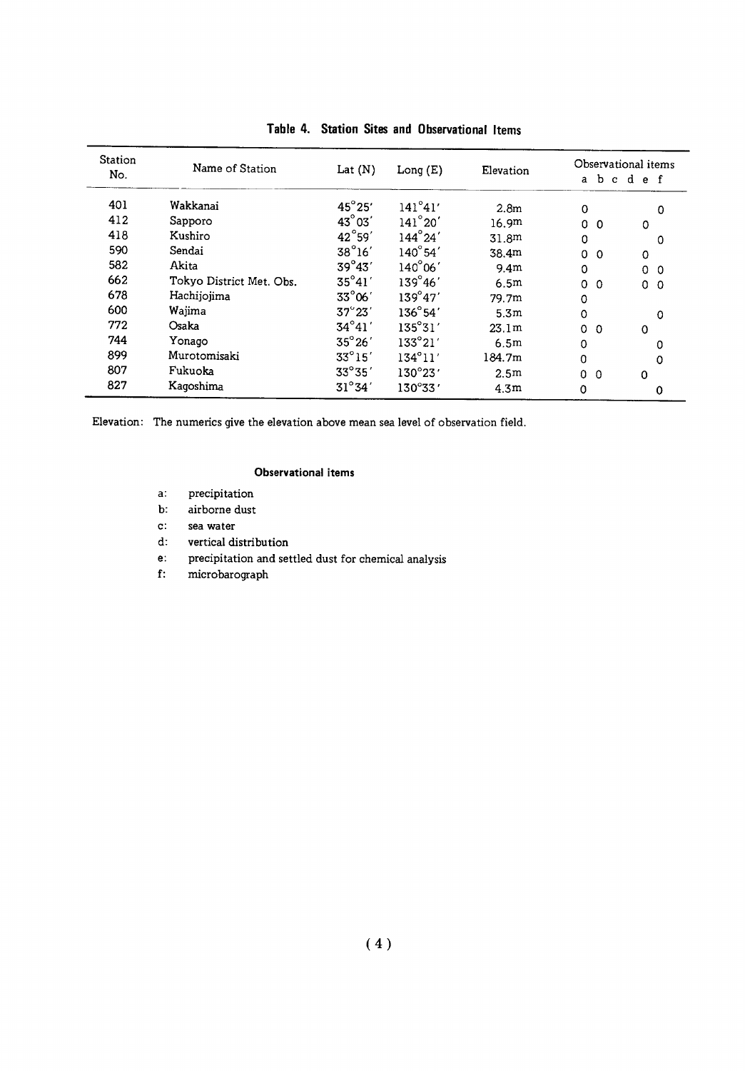**Table 4. Station Sites and Observational Items**

| Station No. | Name of Station | Lat (N) | Long (E) | Elevation | Observational items a | b | c | d | e | f |
|---|---|---|---|---|---|---|---|---|---|---|
| 401 | Wakkanai | 45°25′ | 141°41′ | 2.8m | 0 | | | | | 0 |
| 412 | Sapporo | 43°03′ | 141°20′ | 16.9m | 0 | 0 | | | 0 | |
| 418 | Kushiro | 42°59′ | 144°24′ | 31.8m | 0 | | | | | 0 |
| 590 | Sendai | 38°16′ | 140°54′ | 38.4m | 0 | 0 | | | 0 | |
| 582 | Akita | 39°43′ | 140°06′ | 9.4m | 0 | | | | 0 | 0 |
| 662 | Tokyo District Met. Obs. | 35°41′ | 139°46′ | 6.5m | 0 | 0 | | | 0 | 0 |
| 678 | Hachijojima | 33°06′ | 139°47′ | 79.7m | 0 | | | | | |
| 600 | Wajima | 37°23′ | 136°54′ | 5.3m | 0 | | | | | 0 |
| 772 | Osaka | 34°41′ | 135°31′ | 23.1m | 0 | 0 | | | 0 | |
| 744 | Yonago | 35°26′ | 133°21′ | 6.5m | 0 | | | | | 0 |
| 899 | Murotomisaki | 33°15′ | 134°11′ | 184.7m | 0 | | | | | 0 |
| 807 | Fukuoka | 33°35′ | 130°23′ | 2.5m | 0 | 0 | | | 0 | |
| 827 | Kagoshima | 31°34′ | 130°33′ | 4.3m | 0 | | | | | 0 |

Elevation: The numerics give the elevation above mean sea level of observation field.

**Observational items**

- a: precipitation
- b: airborne dust
- c: sea water
- d: vertical distribution
- e: precipitation and settled dust for chemical analysis
- f: microbarograph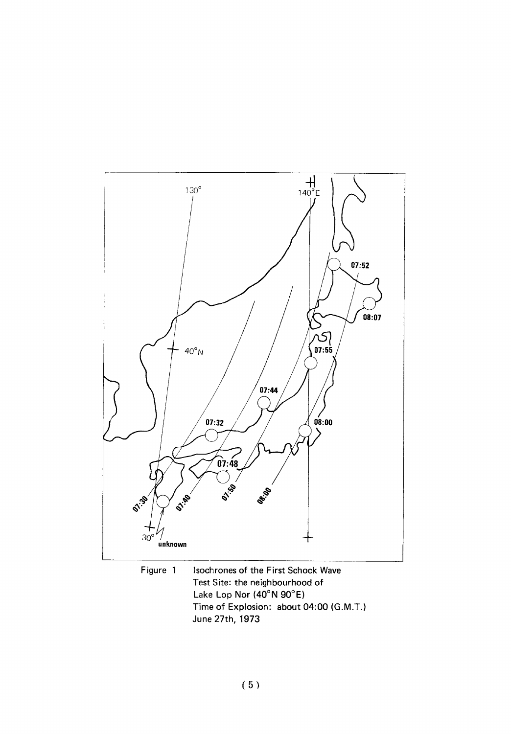Figure 1 Isochrones of the First Schock Wave
Test Site: the neighbourhood of Lake Lop Nor (40°N 90°E)
Time of Explosion: about 04:00 (G.M.T.)
June 27th, 1973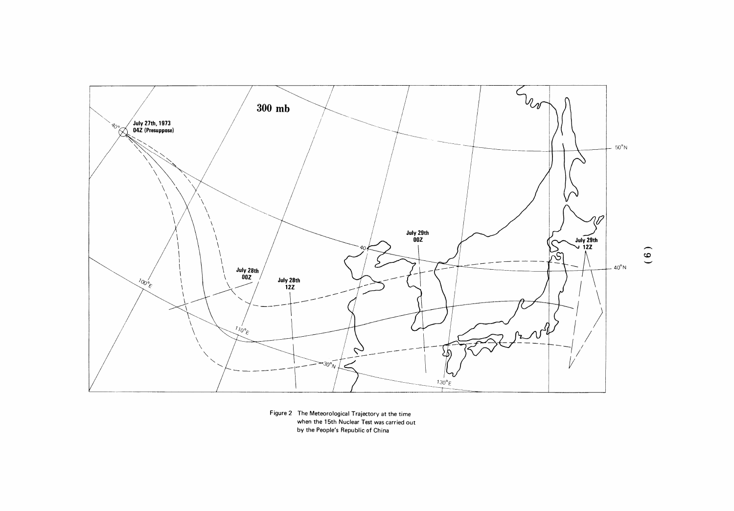300 mb

July 27th, 1973
04Z (Presuppose)

July 28th
00Z

July 28th
12Z

July 29th
00Z

July 29th
12Z

50°N

40°N

40°

100°E

110°E

30°N

130°E

Figure 2 The Meteorological Trajectory at the time when the 15th Nuclear Test was carried out by the People's Republic of China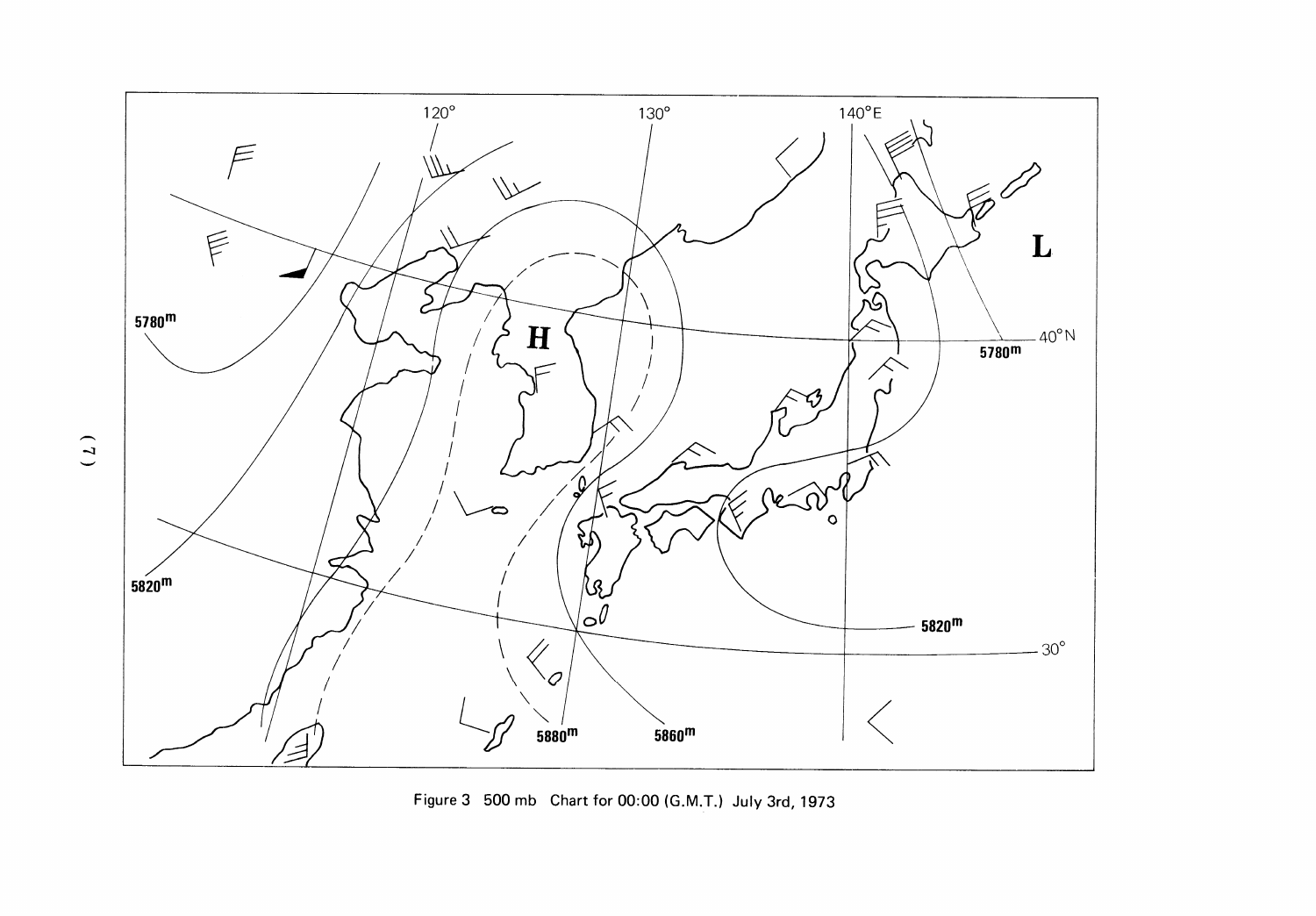Figure 3 500 mb Chart for 00:00 (G.M.T.) July 3rd, 1973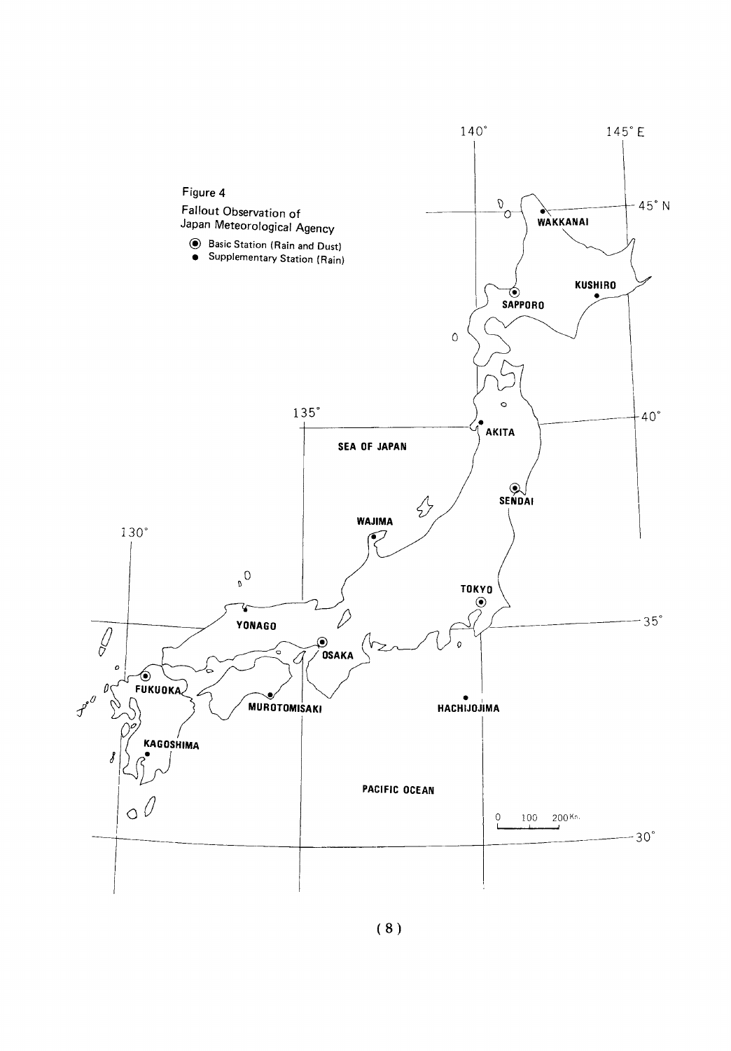Figure 4

Fallout Observation of Japan Meteorological Agency

◉ Basic Station (Rain and Dust)

● Supplementary Station (Rain)

WAKKANAI

SAPPORO

KUSHIRO

AKITA

SENDAI

WAJIMA

TOKYO

YONAGO

OSAKA

FUKUOKA

MUROTOMISAKI

HACHIJOJIMA

KAGOSHIMA

SEA OF JAPAN

PACIFIC OCEAN

0 100 200 Km.

130° 135° 140° 145° E

45° N 40° 35° 30°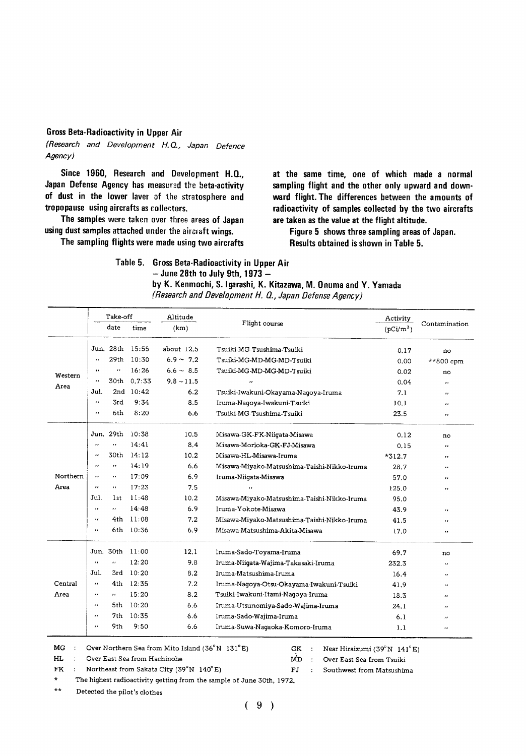## Gross Beta-Radioactivity in Upper Air

*(Research and Development H.Q., Japan Defence Agency)*

**Since 1960, Research and Development H.Q., Japan Defense Agency has measured the beta-activity of dust in the lower layer of the stratosphere and tropopause using aircrafts as collectors.**

**The samples were taken over three areas of Japan using dust samples attached under the aircraft wings.**

**The sampling flights were made using two aircrafts at the same time, one of which made a normal sampling flight and the other only upward and downward flight. The differences between the amounts of radioactivity of samples collected by the two aircrafts are taken as the value at the flight altitude.**

**Figure 5 shows three sampling areas of Japan. Results obtained is shown in Table 5.**

**Table 5. Gross Beta-Radioactivity in Upper Air — June 28th to July 9th, 1973 — by K. Kenmochi, S. Igarashi, K. Kitazawa, M. Onuma and Y. Yamada** *(Research and Development H. Q., Japan Defense Agency)*

| | Take-off date | Take-off time | Altitude (km) | Flight course | Activity (pCi/m³) | Contamination |
|---|---|---|---|---|---|---|
| Western Area | Jun. 28th | 15:55 | about 12.5 | Tsuiki-MG-Tsushima-Tsuiki | 0.17 | no |
| | 〃 29th | 10:30 | 6.9 ~ 7.2 | Tsuiki-MG-MD-MG-MD-Tsuiki | 0.00 | **800 cpm |
| | 〃 〃 | 16:26 | 6.6 ~ 8.5 | Tsuiki-MG-MD-MG-MD-Tsuiki | 0.02 | no |
| | 〃 30th | 0.7:33 | 9.8 ~ 11.5 | 〃 | 0.04 | 〃 |
| | Jul. 2nd | 10:42 | 6.2 | Tsuiki-Iwakuni-Okayama-Nagoya-Iruma | 7.1 | 〃 |
| | 〃 3rd | 9:34 | 8.5 | Iruma-Nagoya-Iwakuni-Tsuiki | 10.1 | 〃 |
| | 〃 6th | 8:20 | 6.6 | Tsuiki-MG-Tsushima-Tsuiki | 23.5 | 〃 |
| Northern Area | Jun. 29th | 10:38 | 10.5 | Misawa-GK-FK-Niigata-Misawa | 0.12 | no |
| | 〃 〃 | 14:41 | 8.4 | Misawa-Morioka-GK-FJ-Misawa | 0.15 | 〃 |
| | 〃 30th | 14:12 | 10.2 | Misawa-HL-Misawa-Iruma | *312.7 | 〃 |
| | 〃 〃 | 14:19 | 6.6 | Misawa-Miyako-Matsushima-Taishi-Nikko-Iruma | 28.7 | 〃 |
| | 〃 〃 | 17:09 | 6.9 | Iruma-Niigata-Misawa | 57.0 | 〃 |
| | 〃 〃 | 17:23 | 7.5 | 〃 | 125.0 | 〃 |
| | Jul. 1st | 11:48 | 10.2 | Misawa-Miyako-Matsushima-Taishi-Nikko-Iruma | 95.0 | |
| | 〃 〃 | 14:48 | 6.9 | Iruma-Yokote-Misawa | 43.9 | 〃 |
| | 〃 4th | 11:08 | 7.2 | Misawa-Miyako-Matsushima-Taishi-Nikko-Iruma | 41.5 | 〃 |
| | 〃 6th | 10:36 | 6.9 | Misawa-Matsushima-Akita-Misawa | 17.0 | 〃 |
| Central Area | Jun. 30th | 11:00 | 12.1 | Iruma-Sado-Toyama-Iruma | 69.7 | no |
| | 〃 〃 | 12:20 | 9.8 | Iruma-Niigata-Wajima-Takasaki-Iruma | 232.3 | 〃 |
| | Jul. 3rd | 10:20 | 8.2 | Iruma-Matsushima-Iruma | 16.4 | 〃 |
| | 〃 4th | 12:35 | 7.2 | Iruma-Nagoya-Otsu-Okayama-Iwakuni-Tsuiki | 41.9 | 〃 |
| | 〃 〃 | 15:20 | 8.2 | Tsuiki-Iwakuni-Itami-Nagoya-Iruma | 18.3 | 〃 |
| | 〃 5th | 10:20 | 6.6 | Iruma-Utsunomiya-Sado-Wajima-Iruma | 24.1 | 〃 |
| | 〃 7th | 10:35 | 6.6 | Iruma-Sado-Wajima-Iruma | 6.1 | 〃 |
| | 〃 9th | 9:50 | 6.6 | Iruma-Suwa-Nagaoka-Komoro-Iruma | 1.1 | 〃 |

MG : Over Northern Sea from Mito Island (36°N 131°E)
HL : Over East Sea from Hachinohe
FK : Northeast from Sakata City (39°N 140°E)
GK : Near Hiraizumi (39°N 141°E)
MD : Over East Sea from Tsuiki
FJ : Southwest from Matsushima
\* The highest radioactivity getting from the sample of June 30th, 1972.
\*\* Detected the pilot's clothes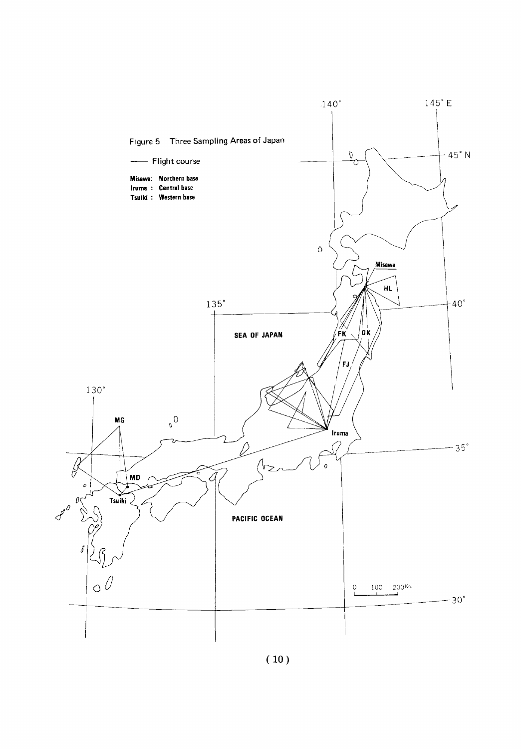Figure 5 Three Sampling Areas of Japan

—— Flight course

**Misawa: Northern base**
**Iruma : Central base**
**Tsuiki : Western base**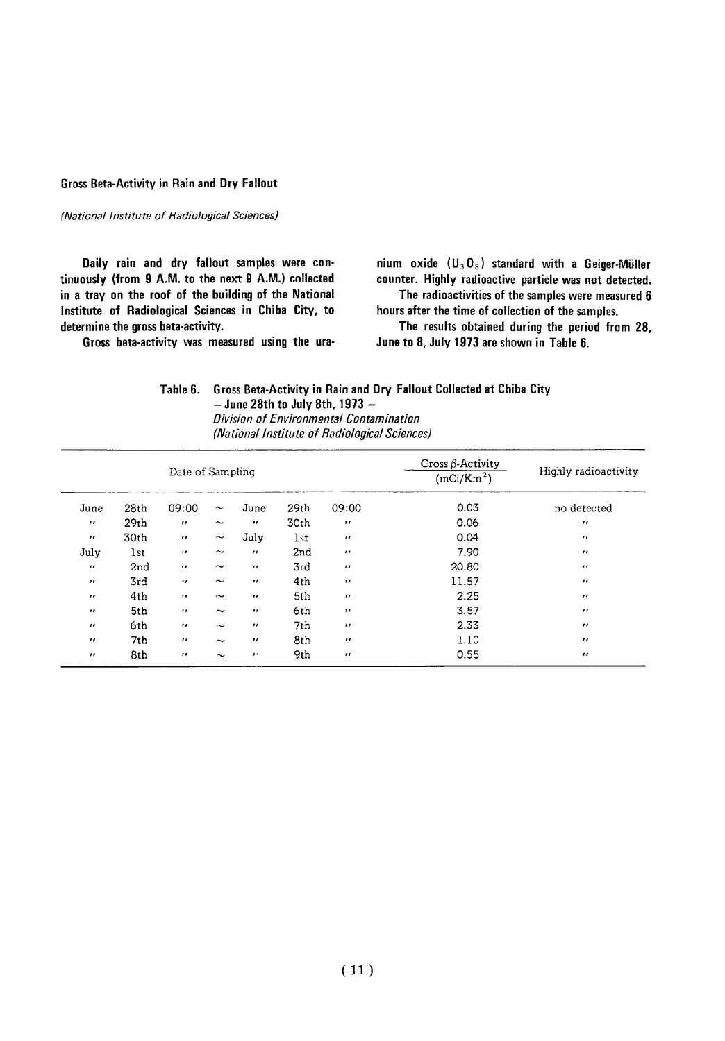### Gross Beta-Activity in Rain and Dry Fallout

*(National Institute of Radiological Sciences)*

Daily rain and dry fallout samples were continuously (from 9 A.M. to the next 9 A.M.) collected in a tray on the roof of the building of the National Institute of Radiological Sciences in Chiba City, to determine the gross beta-activity.

Gross beta-activity was measured using the uranium oxide ($U_3O_8$) standard with a Geiger-Müller counter. Highly radioactive particle was not detected.

The radioactivities of the samples were measured 6 hours after the time of collection of the samples.

The results obtained during the period from 28, June to 8, July 1973 are shown in Table 6.

Table 6. Gross Beta-Activity in Rain and Dry Fallout Collected at Chiba City
– June 28th to July 8th, 1973 –
*Division of Environmental Contamination*
*(National Institute of Radiological Sciences)*

| Date of Sampling | | | | | | | Gross $\beta$-Activity ($mCi/Km^2$) | Highly radioactivity |
|---|---|---|---|---|---|---|---|---|
| June | 28th | 09:00 | ~ | June | 29th | 09:00 | 0.03 | no detected |
| " | 29th | " | ~ | " | 30th | " | 0.06 | " |
| " | 30th | " | ~ | July | 1st | " | 0.04 | " |
| July | 1st | " | ~ | " | 2nd | " | 7.90 | " |
| " | 2nd | " | ~ | " | 3rd | " | 20.80 | " |
| " | 3rd | " | ~ | " | 4th | " | 11.57 | " |
| " | 4th | " | ~ | " | 5th | " | 2.25 | " |
| " | 5th | " | ~ | " | 6th | " | 3.57 | " |
| " | 6th | " | ~ | " | 7th | " | 2.33 | " |
| " | 7th | " | ~ | " | 8th | " | 1.10 | " |
| " | 8th | " | ~ | " | 9th | " | 0.55 | " |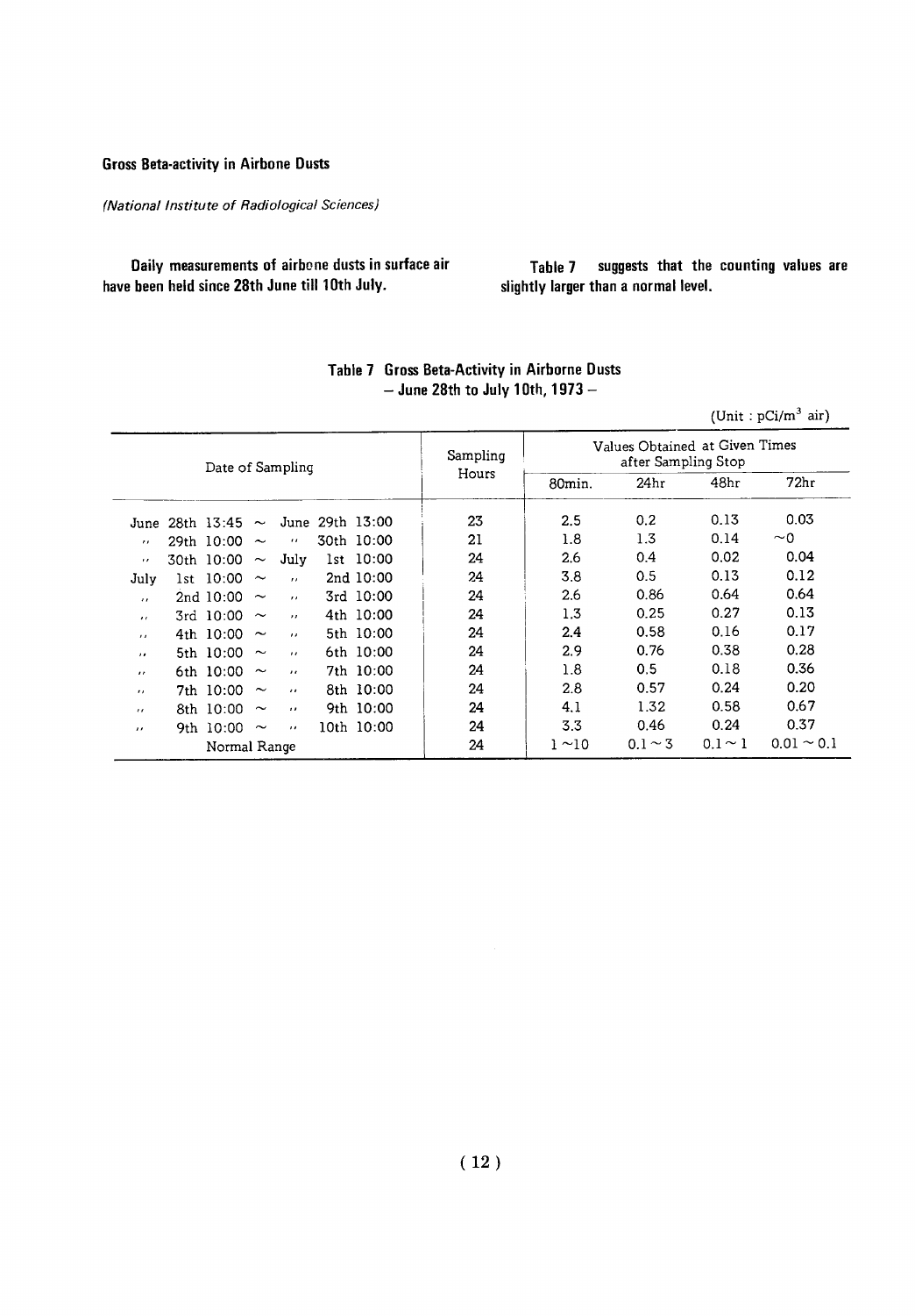### Gross Beta-activity in Airbone Dusts

*(National Institute of Radiological Sciences)*

**Daily measurements of airbone dusts in surface air have been held since 28th June till 10th July.**

**Table 7 suggests that the counting values are slightly larger than a normal level.**

**Table 7 Gross Beta-Activity in Airborne Dusts — June 28th to July 10th, 1973 —**

(Unit : pCi/m$^3$ air)

| Date of Sampling | Sampling Hours | Values Obtained at Given Times after Sampling Stop | | | |
|---|---|---|---|---|---|
| | | 80min. | 24hr | 48hr | 72hr |
| June 28th 13:45 ~ June 29th 13:00 | 23 | 2.5 | 0.2 | 0.13 | 0.03 |
| 〃 29th 10:00 ~ 〃 30th 10:00 | 21 | 1.8 | 1.3 | 0.14 | ~0 |
| 〃 30th 10:00 ~ July 1st 10:00 | 24 | 2.6 | 0.4 | 0.02 | 0.04 |
| July 1st 10:00 ~ 〃 2nd 10:00 | 24 | 3.8 | 0.5 | 0.13 | 0.12 |
| 〃 2nd 10:00 ~ 〃 3rd 10:00 | 24 | 2.6 | 0.86 | 0.64 | 0.64 |
| 〃 3rd 10:00 ~ 〃 4th 10:00 | 24 | 1.3 | 0.25 | 0.27 | 0.13 |
| 〃 4th 10:00 ~ 〃 5th 10:00 | 24 | 2.4 | 0.58 | 0.16 | 0.17 |
| 〃 5th 10:00 ~ 〃 6th 10:00 | 24 | 2.9 | 0.76 | 0.38 | 0.28 |
| 〃 6th 10:00 ~ 〃 7th 10:00 | 24 | 1.8 | 0.5 | 0.18 | 0.36 |
| 〃 7th 10:00 ~ 〃 8th 10:00 | 24 | 2.8 | 0.57 | 0.24 | 0.20 |
| 〃 8th 10:00 ~ 〃 9th 10:00 | 24 | 4.1 | 1.32 | 0.58 | 0.67 |
| 〃 9th 10:00 ~ 〃 10th 10:00 | 24 | 3.3 | 0.46 | 0.24 | 0.37 |
| Normal Range | 24 | 1 ~10 | 0.1 ~ 3 | 0.1 ~ 1 | 0.01 ~ 0.1 |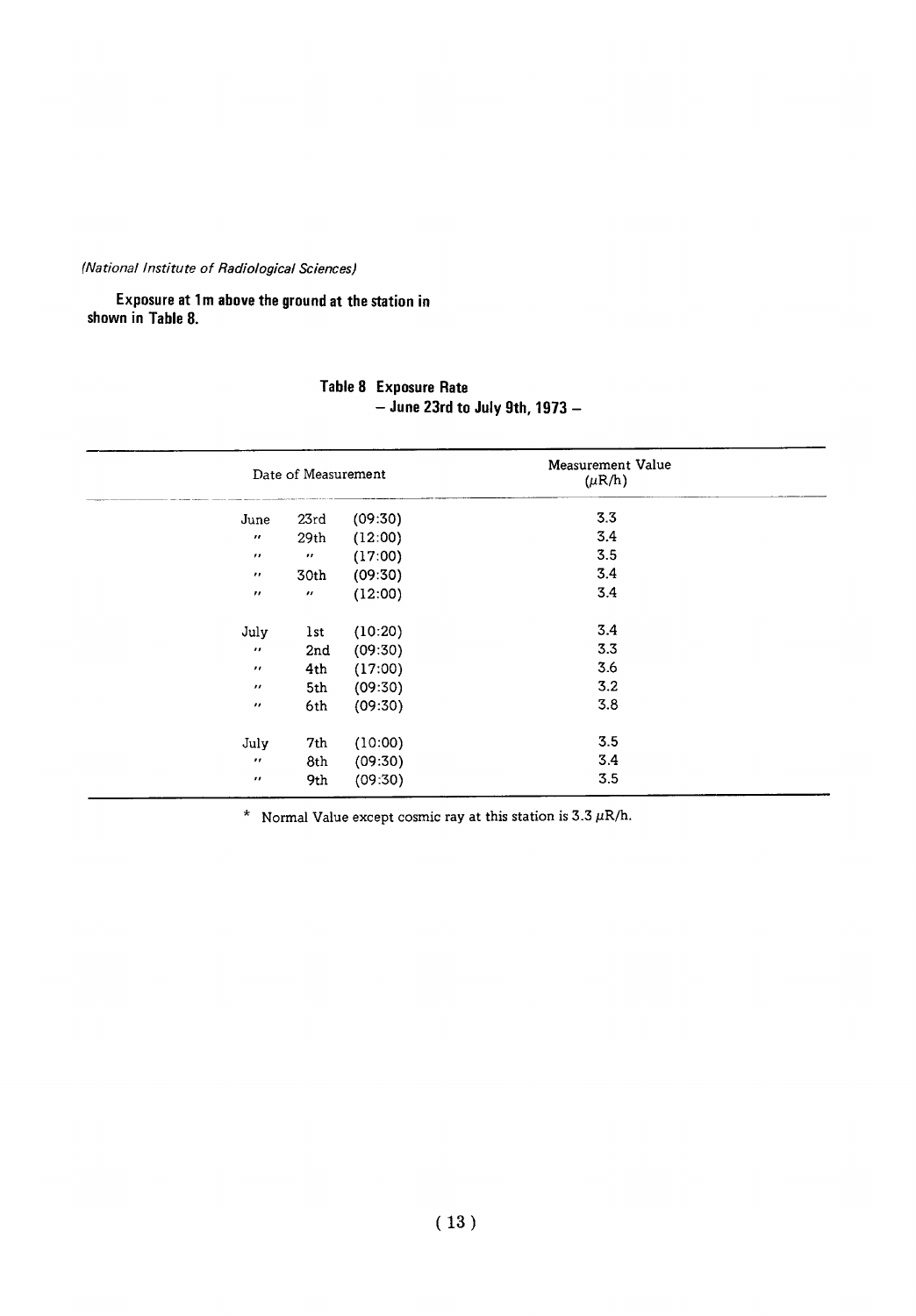*(National Institute of Radiological Sciences)*

**Exposure at 1m above the ground at the station in shown in Table 8.**

**Table 8 Exposure Rate**
**– June 23rd to July 9th, 1973 –**

| Date of Measurement | | | Measurement Value ($\mu$R/h) |
|---|---|---|---|
| June | 23rd | (09:30) | 3.3 |
| " | 29th | (12:00) | 3.4 |
| " | " | (17:00) | 3.5 |
| " | 30th | (09:30) | 3.4 |
| " | " | (12:00) | 3.4 |
| July | 1st | (10:20) | 3.4 |
| " | 2nd | (09:30) | 3.3 |
| " | 4th | (17:00) | 3.6 |
| " | 5th | (09:30) | 3.2 |
| " | 6th | (09:30) | 3.8 |
| July | 7th | (10:00) | 3.5 |
| " | 8th | (09:30) | 3.4 |
| " | 9th | (09:30) | 3.5 |

\* Normal Value except cosmic ray at this station is 3.3 $\mu$R/h.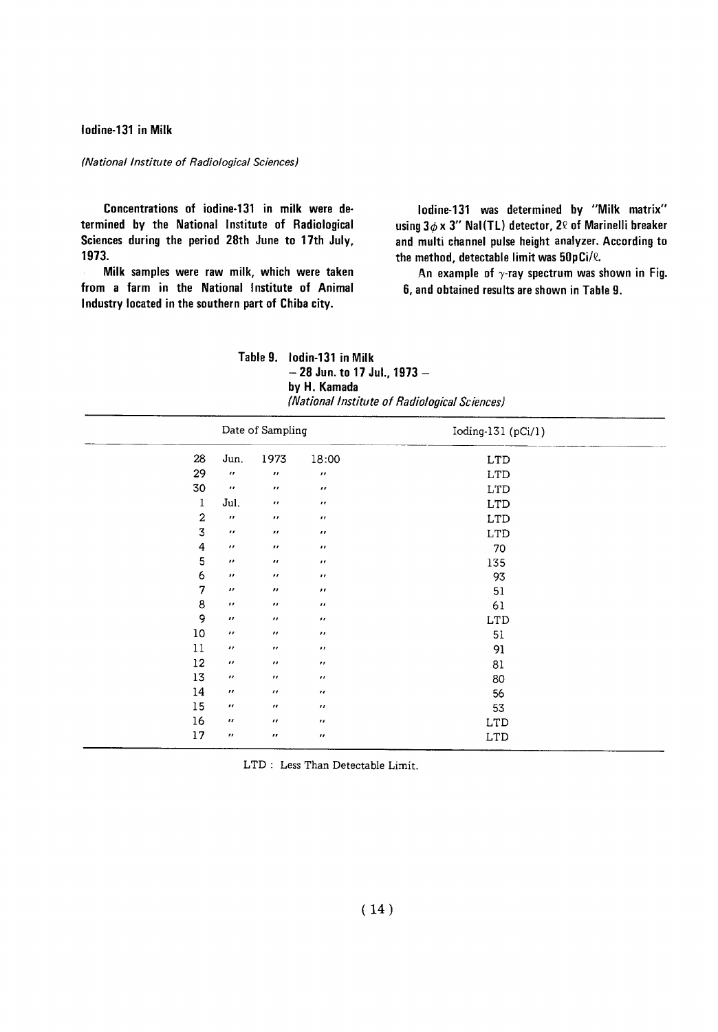## Iodine-131 in Milk

*(National Institute of Radiological Sciences)*

Concentrations of iodine-131 in milk were determined by the National Institute of Radiological Sciences during the period 28th June to 17th July, 1973.

Milk samples were raw milk, which were taken from a farm in the National Institute of Animal Industry located in the southern part of Chiba city.

Iodine-131 was determined by "Milk matrix" using 3$\phi$ x 3" NaI(TL) detector, 2ℓ of Marinelli breaker and multi channel pulse height analyzer. According to the method, detectable limit was 50pCi/ℓ.

An example of $\gamma$-ray spectrum was shown in Fig. 6, and obtained results are shown in Table 9.

**Table 9. Iodin-131 in Milk — 28 Jun. to 17 Jul., 1973 — by H. Kamada** *(National Institute of Radiological Sciences)*

| Date of Sampling | | | | Ioding-131 (pCi/l) |
|---|---|---|---|---|
| 28 | Jun. | 1973 | 18:00 | LTD |
| 29 | " | " | " | LTD |
| 30 | " | " | " | LTD |
| 1 | Jul. | " | " | LTD |
| 2 | " | " | " | LTD |
| 3 | " | " | " | LTD |
| 4 | " | " | " | 70 |
| 5 | " | " | " | 135 |
| 6 | " | " | " | 93 |
| 7 | " | " | " | 51 |
| 8 | " | " | " | 61 |
| 9 | " | " | " | LTD |
| 10 | " | " | " | 51 |
| 11 | " | " | " | 91 |
| 12 | " | " | " | 81 |
| 13 | " | " | " | 80 |
| 14 | " | " | " | 56 |
| 15 | " | " | " | 53 |
| 16 | " | " | " | LTD |
| 17 | " | " | " | LTD |

LTD : Less Than Detectable Limit.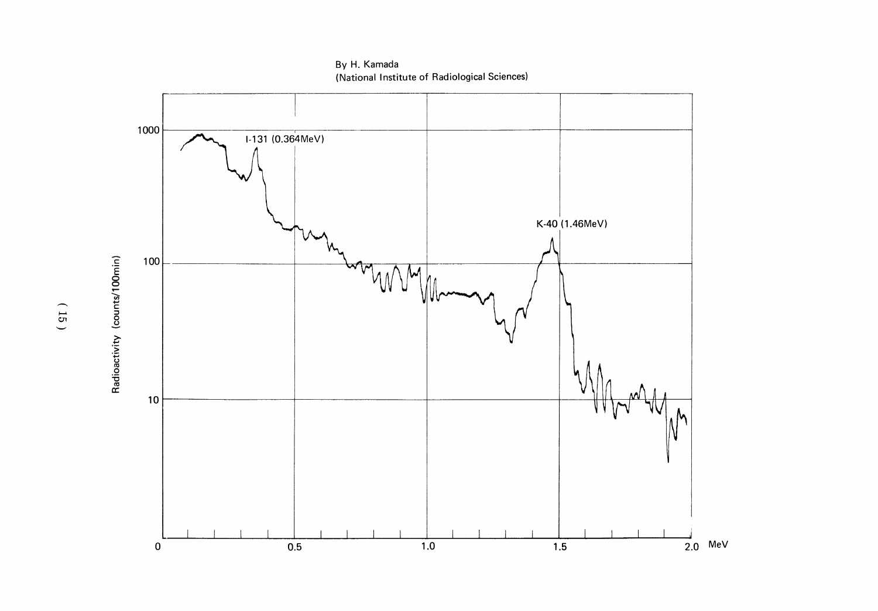By H. Kamada
(National Institute of Radiological Sciences)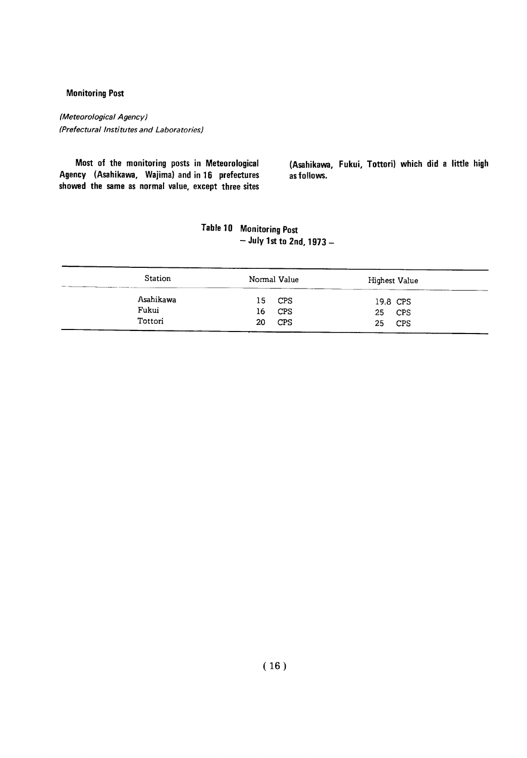### Monitoring Post

*(Meteorological Agency)*
*(Prefectural Institutes and Laboratories)*

**Most of the monitoring posts in Meteorological Agency (Asahikawa, Wajima) and in 16 prefectures showed the same as normal value, except three sites (Asahikawa, Fukui, Tottori) which did a little high as follows.**

**Table 10 Monitoring Post**
**– July 1st to 2nd, 1973 –**

| Station | Normal Value | Highest Value |
|---|---|---|
| Asahikawa | 15 CPS | 19.8 CPS |
| Fukui | 16 CPS | 25 CPS |
| Tottori | 20 CPS | 25 CPS |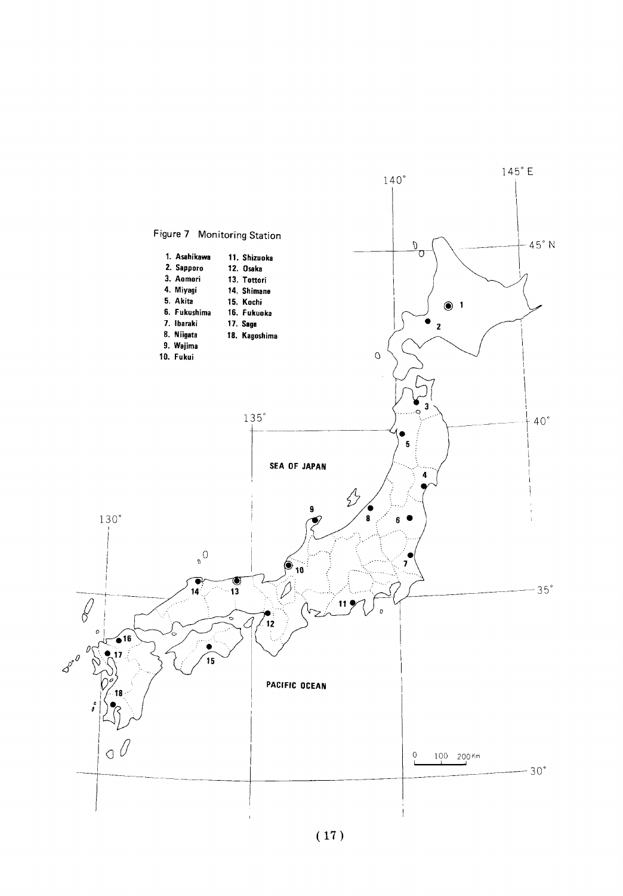Figure 7 Monitoring Station

1. Asahikawa
2. Sapporo
3. Aomori
4. Miyagi
5. Akita
6. Fukushima
7. Ibaraki
8. Niigata
9. Wajima
10. Fukui
11. Shizuoka
12. Osaka
13. Tottori
14. Shimane
15. Kochi
16. Fukuoka
17. Saga
18. Kagoshima

SEA OF JAPAN

PACIFIC OCEAN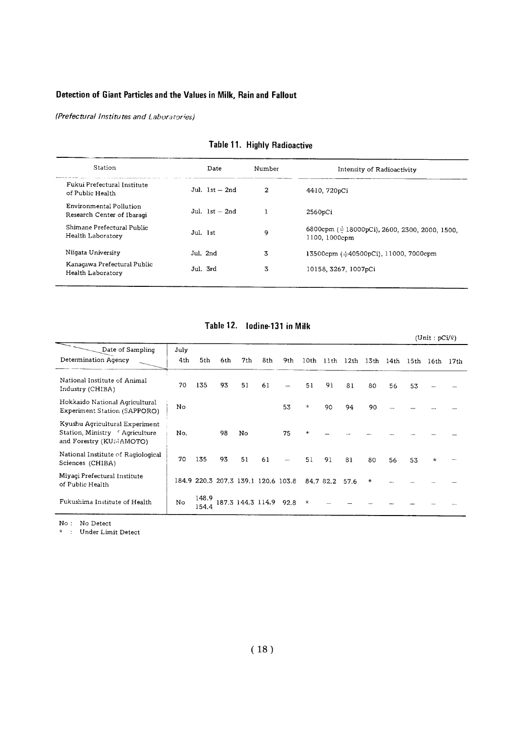## Detection of Giant Particles and the Values in Milk, Rain and Fallout

*(Prefectural Institutes and Laboratories)*

### Table 11. Highly Radioactive

| Station | Date | Number | Intensity of Radioactivity |
|---|---|---|---|
| Fukui Prefectural Institute of Public Health | Jul. 1st – 2nd | 2 | 4410, 720pCi |
| Environmental Pollution Research Center of Ibaragi | Jul. 1st – 2nd | 1 | 2560pCi |
| Shimane Prefectural Public Health Laboratory | Jul. 1st | 9 | 6800cpm (≒18000pCi), 2600, 2300, 2000, 1500, 1100, 1000cpm |
| Niigata University | Jul. 2nd | 3 | 13500cpm (≒40500pCi), 11000, 7000cpm |
| Kanagawa Prefectural Public Health Laboratory | Jul. 3rd | 3 | 10158, 3267, 1007pCi |

### Table 12. Iodine-131 in Milk

(Unit : pCi/ℓ)

| Date of Sampling / Determination Agency | July 4th | 5th | 6th | 7th | 8th | 9th | 10th | 11th | 12th | 13th | 14th | 15th | 16th | 17th |
|---|---|---|---|---|---|---|---|---|---|---|---|---|---|---|
| National Institute of Animal Industry (CHIBA) | 70 | 135 | 93 | 51 | 61 | — | 51 | 91 | 81 | 80 | 56 | 53 | — | — |
| Hokkaido National Agricultural Experiment Station (SAPPORO) | No | | | | | 53 | * | 90 | 94 | 90 | — | — | — | — |
| Kyushu Agricultural Experiment Station, Ministry of Agriculture and Forestry (KUMAMOTO) | No. | | 98 | No | | 75 | * | — | — | — | — | — | — | — |
| National Institute of Ragiological Sciences (CHIBA) | 70 | 135 | 93 | 51 | 61 | — | 51 | 91 | 81 | 80 | 56 | 53 | * | — |
| Miyagi Prefectural Institute of Public Health | 184.9 | 220.3 | 207.3 | 139.1 | 120.6 | 103.8 | 84.7 | 82.2 | 57.6 | * | — | — | — | — |
| Fukushima Institute of Health | No | 148.9 154.4 | 187.3 | 144.3 | 114.9 | 92.8 | * | — | — | — | — | — | — | — |

No : No Detect

* : Under Limit Detect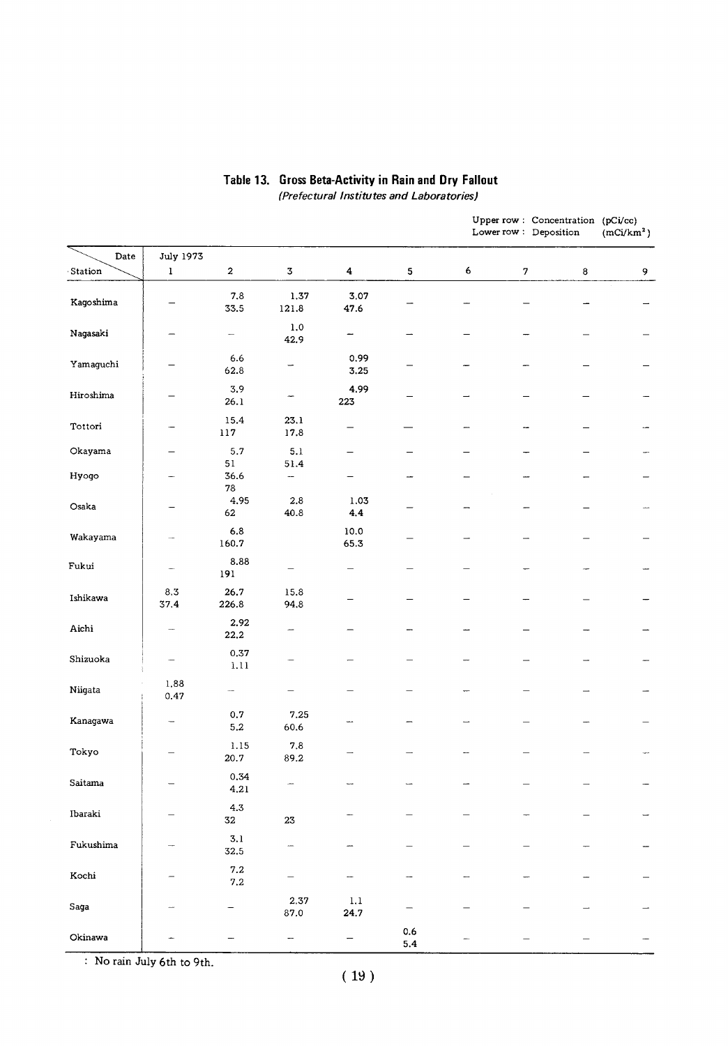## Table 13. Gross Beta-Activity in Rain and Dry Fallout

*(Prefectural Institutes and Laboratories)*

Upper row : Concentration (pCi/cc)
Lower row : Deposition (mCi/km²)

| Station \ Date | July 1973 1 | 2 | 3 | 4 | 5 | 6 | 7 | 8 | 9 |
|---|---|---|---|---|---|---|---|---|---|
| Kagoshima | — | 7.8 | 1.37 | 3.07 | — | — | — | — | — |
| | | 33.5 | 121.8 | 47.6 | | | | | |
| Nagasaki | — | — | 1.0 | — | — | — | — | — | — |
| | | | 42.9 | | | | | | |
| Yamaguchi | — | 6.6 | — | 0.99 | — | — | — | — | — |
| | | 62.8 | | 3.25 | | | | | |
| Hiroshima | — | 3.9 | — | 4.99 | — | — | — | — | — |
| | | 26.1 | | 223 | | | | | |
| Tottori | — | 15.4 | 23.1 | — | — | — | — | — | — |
| | | 117 | 17.8 | | | | | | |
| Okayama | — | 5.7 | 5.1 | — | — | — | — | — | — |
| | | 51 | 51.4 | | | | | | |
| Hyogo | — | 36.6 | — | — | — | — | — | — | — |
| | | 78 | | | | | | | |
| Osaka | — | 4.95 | 2.8 | 1.03 | — | — | — | — | — |
| | | 62 | 40.8 | 4.4 | | | | | |
| Wakayama | — | 6.8 | | 10.0 | — | — | — | — | — |
| | | 160.7 | | 65.3 | | | | | |
| Fukui | — | 8.88 | — | — | — | — | — | — | — |
| | | 191 | | | | | | | |
| Ishikawa | 8.3 | 26.7 | 15.8 | — | — | — | — | — | — |
| | 37.4 | 226.8 | 94.8 | | | | | | |
| Aichi | — | 2.92 | — | — | — | — | — | — | — |
| | | 22.2 | | | | | | | |
| Shizuoka | — | 0.37 | — | — | — | — | — | — | — |
| | | 1.11 | | | | | | | |
| Niigata | 1.88 | — | — | — | — | — | — | — | — |
| | 0.47 | | | | | | | | |
| Kanagawa | — | 0.7 | 7.25 | — | — | — | — | — | — |
| | | 5.2 | 60.6 | | | | | | |
| Tokyo | — | 1.15 | 7.8 | — | — | — | — | — | — |
| | | 20.7 | 89.2 | | | | | | |
| Saitama | — | 0.34 | — | — | — | — | — | — | — |
| | | 4.21 | | | | | | | |
| Ibaraki | — | 4.3 | | — | — | — | — | — | — |
| | | 32 | 23 | | | | | | |
| Fukushima | — | 3.1 | — | — | — | — | — | — | — |
| | | 32.5 | | | | | | | |
| Kochi | — | 7.2 | — | — | — | — | — | — | — |
| | | 7.2 | | | | | | | |
| Saga | — | — | 2.37 | 1.1 | — | — | — | — | — |
| | | | 87.0 | 24.7 | | | | | |
| Okinawa | — | — | — | — | 0.6 | — | — | — | — |
| | | | | | 5.4 | | | | |

: No rain July 6th to 9th.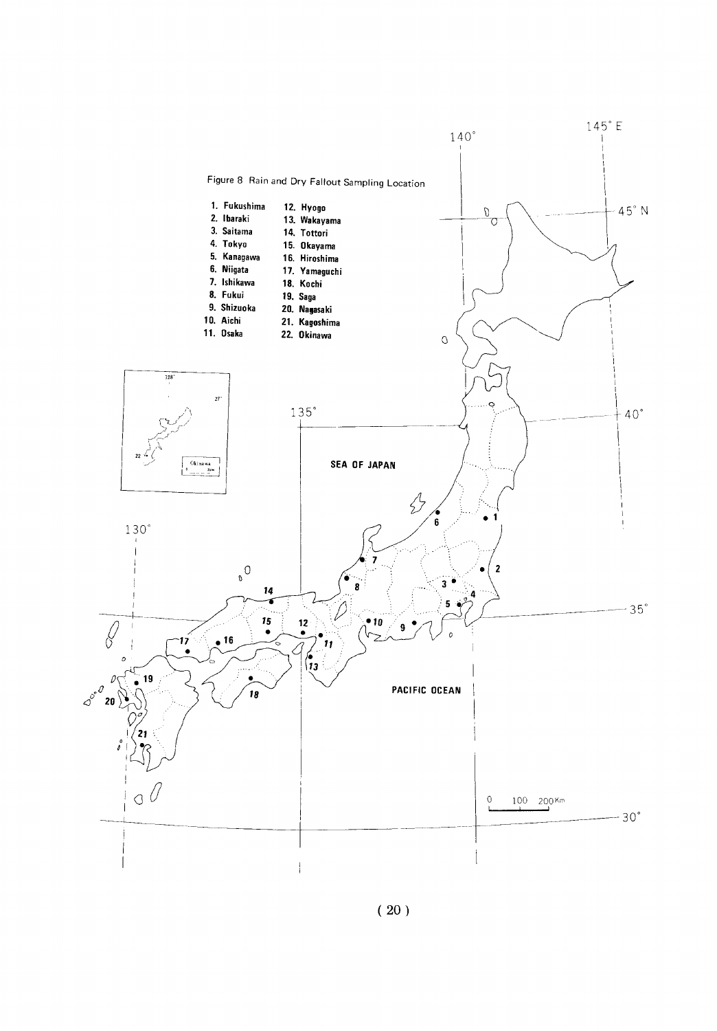Figure 8 Rain and Dry Fallout Sampling Location

1. Fukushima
2. Ibaraki
3. Saitama
4. Tokyo
5. Kanagawa
6. Niigata
7. Ishikawa
8. Fukui
9. Shizuoka
10. Aichi
11. Osaka
12. Hyogo
13. Wakayama
14. Tottori
15. Okayama
16. Hiroshima
17. Yamaguchi
18. Kochi
19. Saga
20. Nagasaki
21. Kagoshima
22. Okinawa

SEA OF JAPAN

PACIFIC OCEAN

130°

135°

140°

145° E

45° N

40°

35°

30°

0 100 200 Km

128°

27°

Okinawa